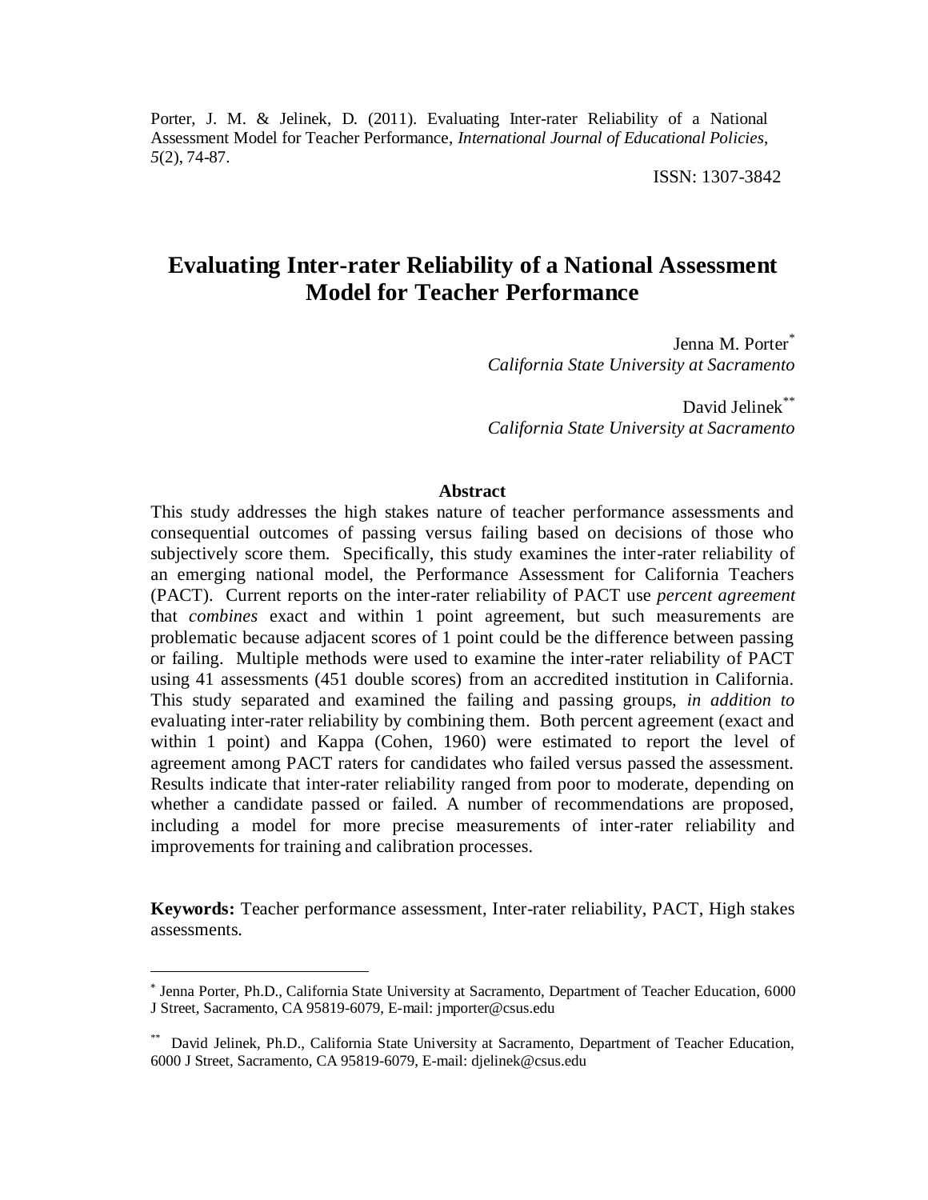Porter, J. M. & Jelinek, D. (2011). Evaluating Inter-rater Reliability of a National Assessment Model for Teacher Performance, *International Journal of Educational Policies*, *5*(2), 74-87.

ISSN: 1307-3842

# Evaluating Inter-rater Reliability of a National Assessment Model for Teacher Performance

Jenna M. Porter[*]
*California State University at Sacramento*

David Jelinek[**]
*California State University at Sacramento*

### Abstract

This study addresses the high stakes nature of teacher performance assessments and consequential outcomes of passing versus failing based on decisions of those who subjectively score them. Specifically, this study examines the inter-rater reliability of an emerging national model, the Performance Assessment for California Teachers (PACT). Current reports on the inter-rater reliability of PACT use *percent agreement* that *combines* exact and within 1 point agreement, but such measurements are problematic because adjacent scores of 1 point could be the difference between passing or failing. Multiple methods were used to examine the inter-rater reliability of PACT using 41 assessments (451 double scores) from an accredited institution in California. This study separated and examined the failing and passing groups, *in addition to* evaluating inter-rater reliability by combining them. Both percent agreement (exact and within 1 point) and Kappa (Cohen, 1960) were estimated to report the level of agreement among PACT raters for candidates who failed versus passed the assessment. Results indicate that inter-rater reliability ranged from poor to moderate, depending on whether a candidate passed or failed. A number of recommendations are proposed, including a model for more precise measurements of inter-rater reliability and improvements for training and calibration processes.

**Keywords:** Teacher performance assessment, Inter-rater reliability, PACT, High stakes assessments.

---

[*] Jenna Porter, Ph.D., California State University at Sacramento, Department of Teacher Education, 6000 J Street, Sacramento, CA 95819-6079, E-mail: jmporter@csus.edu

[**] David Jelinek, Ph.D., California State University at Sacramento, Department of Teacher Education, 6000 J Street, Sacramento, CA 95819-6079, E-mail: djelinek@csus.edu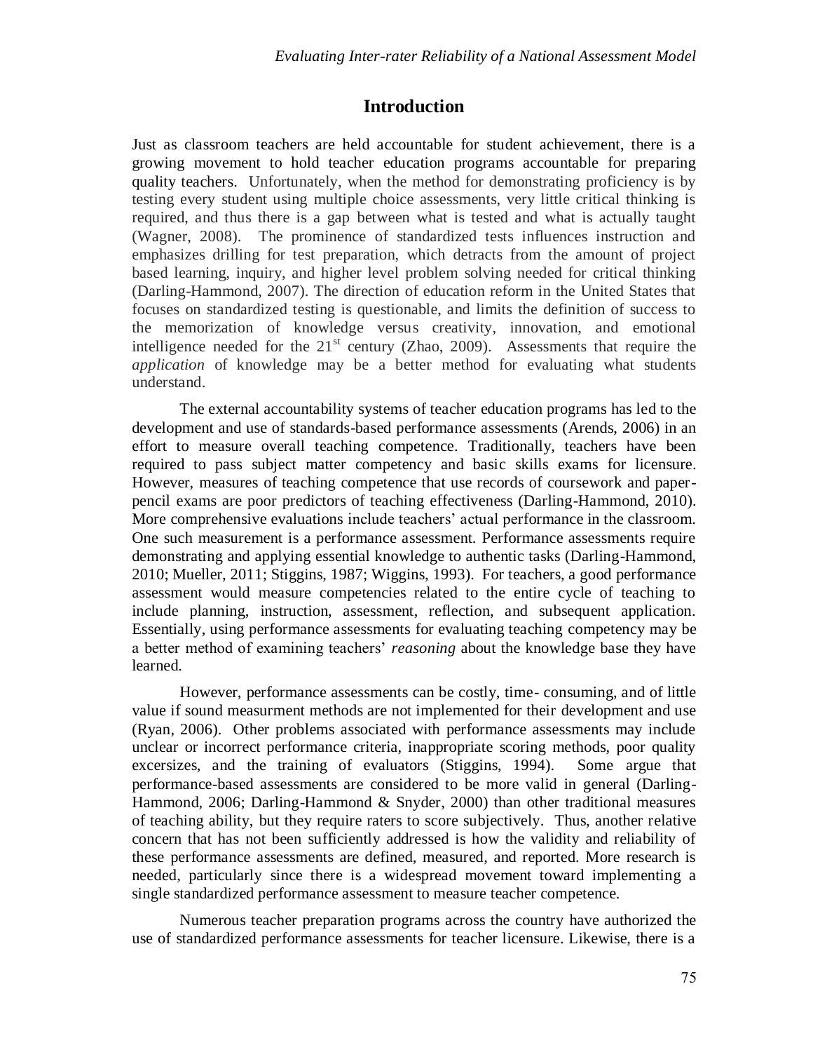## Introduction

Just as classroom teachers are held accountable for student achievement, there is a growing movement to hold teacher education programs accountable for preparing quality teachers. Unfortunately, when the method for demonstrating proficiency is by testing every student using multiple choice assessments, very little critical thinking is required, and thus there is a gap between what is tested and what is actually taught (Wagner, 2008). The prominence of standardized tests influences instruction and emphasizes drilling for test preparation, which detracts from the amount of project based learning, inquiry, and higher level problem solving needed for critical thinking (Darling-Hammond, 2007). The direction of education reform in the United States that focuses on standardized testing is questionable, and limits the definition of success to the memorization of knowledge versus creativity, innovation, and emotional intelligence needed for the 21st century (Zhao, 2009). Assessments that require the *application* of knowledge may be a better method for evaluating what students understand.

The external accountability systems of teacher education programs has led to the development and use of standards-based performance assessments (Arends, 2006) in an effort to measure overall teaching competence. Traditionally, teachers have been required to pass subject matter competency and basic skills exams for licensure. However, measures of teaching competence that use records of coursework and paper-pencil exams are poor predictors of teaching effectiveness (Darling-Hammond, 2010). More comprehensive evaluations include teachers' actual performance in the classroom. One such measurement is a performance assessment. Performance assessments require demonstrating and applying essential knowledge to authentic tasks (Darling-Hammond, 2010; Mueller, 2011; Stiggins, 1987; Wiggins, 1993). For teachers, a good performance assessment would measure competencies related to the entire cycle of teaching to include planning, instruction, assessment, reflection, and subsequent application. Essentially, using performance assessments for evaluating teaching competency may be a better method of examining teachers' *reasoning* about the knowledge base they have learned.

However, performance assessments can be costly, time- consuming, and of little value if sound measurment methods are not implemented for their development and use (Ryan, 2006). Other problems associated with performance assessments may include unclear or incorrect performance criteria, inappropriate scoring methods, poor quality excersizes, and the training of evaluators (Stiggins, 1994). Some argue that performance-based assessments are considered to be more valid in general (Darling-Hammond, 2006; Darling-Hammond & Snyder, 2000) than other traditional measures of teaching ability, but they require raters to score subjectively. Thus, another relative concern that has not been sufficiently addressed is how the validity and reliability of these performance assessments are defined, measured, and reported. More research is needed, particularly since there is a widespread movement toward implementing a single standardized performance assessment to measure teacher competence.

Numerous teacher preparation programs across the country have authorized the use of standardized performance assessments for teacher licensure. Likewise, there is a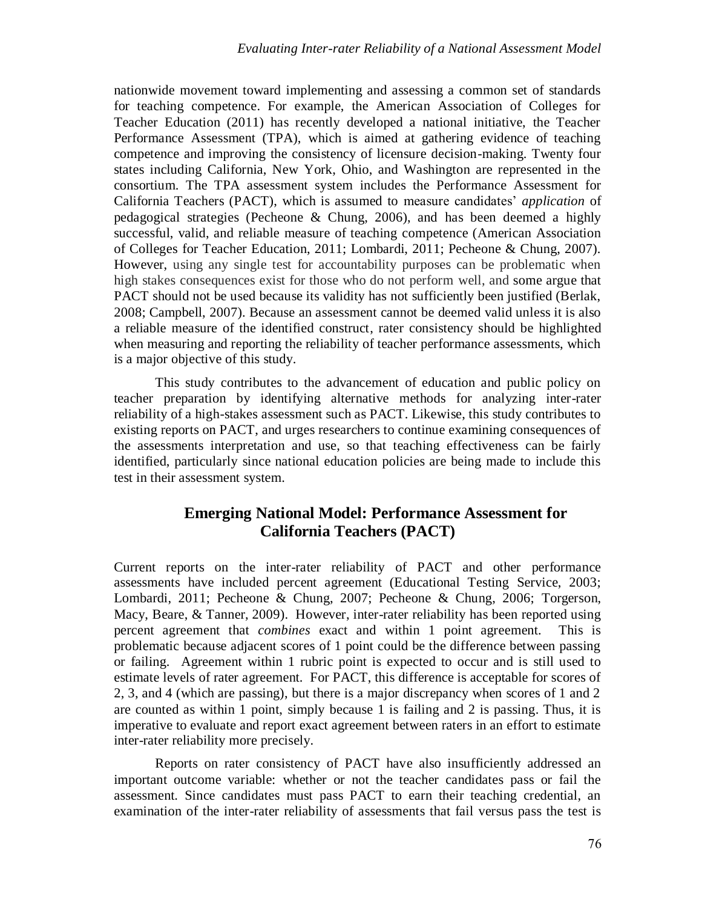nationwide movement toward implementing and assessing a common set of standards for teaching competence. For example, the American Association of Colleges for Teacher Education (2011) has recently developed a national initiative, the Teacher Performance Assessment (TPA), which is aimed at gathering evidence of teaching competence and improving the consistency of licensure decision-making. Twenty four states including California, New York, Ohio, and Washington are represented in the consortium. The TPA assessment system includes the Performance Assessment for California Teachers (PACT), which is assumed to measure candidates' *application* of pedagogical strategies (Pecheone & Chung, 2006), and has been deemed a highly successful, valid, and reliable measure of teaching competence (American Association of Colleges for Teacher Education, 2011; Lombardi, 2011; Pecheone & Chung, 2007). However, using any single test for accountability purposes can be problematic when high stakes consequences exist for those who do not perform well, and some argue that PACT should not be used because its validity has not sufficiently been justified (Berlak, 2008; Campbell, 2007). Because an assessment cannot be deemed valid unless it is also a reliable measure of the identified construct, rater consistency should be highlighted when measuring and reporting the reliability of teacher performance assessments, which is a major objective of this study.

This study contributes to the advancement of education and public policy on teacher preparation by identifying alternative methods for analyzing inter-rater reliability of a high-stakes assessment such as PACT. Likewise, this study contributes to existing reports on PACT, and urges researchers to continue examining consequences of the assessments interpretation and use, so that teaching effectiveness can be fairly identified, particularly since national education policies are being made to include this test in their assessment system.

## Emerging National Model: Performance Assessment for California Teachers (PACT)

Current reports on the inter-rater reliability of PACT and other performance assessments have included percent agreement (Educational Testing Service, 2003; Lombardi, 2011; Pecheone & Chung, 2007; Pecheone & Chung, 2006; Torgerson, Macy, Beare, & Tanner, 2009). However, inter-rater reliability has been reported using percent agreement that *combines* exact and within 1 point agreement. This is problematic because adjacent scores of 1 point could be the difference between passing or failing. Agreement within 1 rubric point is expected to occur and is still used to estimate levels of rater agreement. For PACT, this difference is acceptable for scores of 2, 3, and 4 (which are passing), but there is a major discrepancy when scores of 1 and 2 are counted as within 1 point, simply because 1 is failing and 2 is passing. Thus, it is imperative to evaluate and report exact agreement between raters in an effort to estimate inter-rater reliability more precisely.

Reports on rater consistency of PACT have also insufficiently addressed an important outcome variable: whether or not the teacher candidates pass or fail the assessment. Since candidates must pass PACT to earn their teaching credential, an examination of the inter-rater reliability of assessments that fail versus pass the test is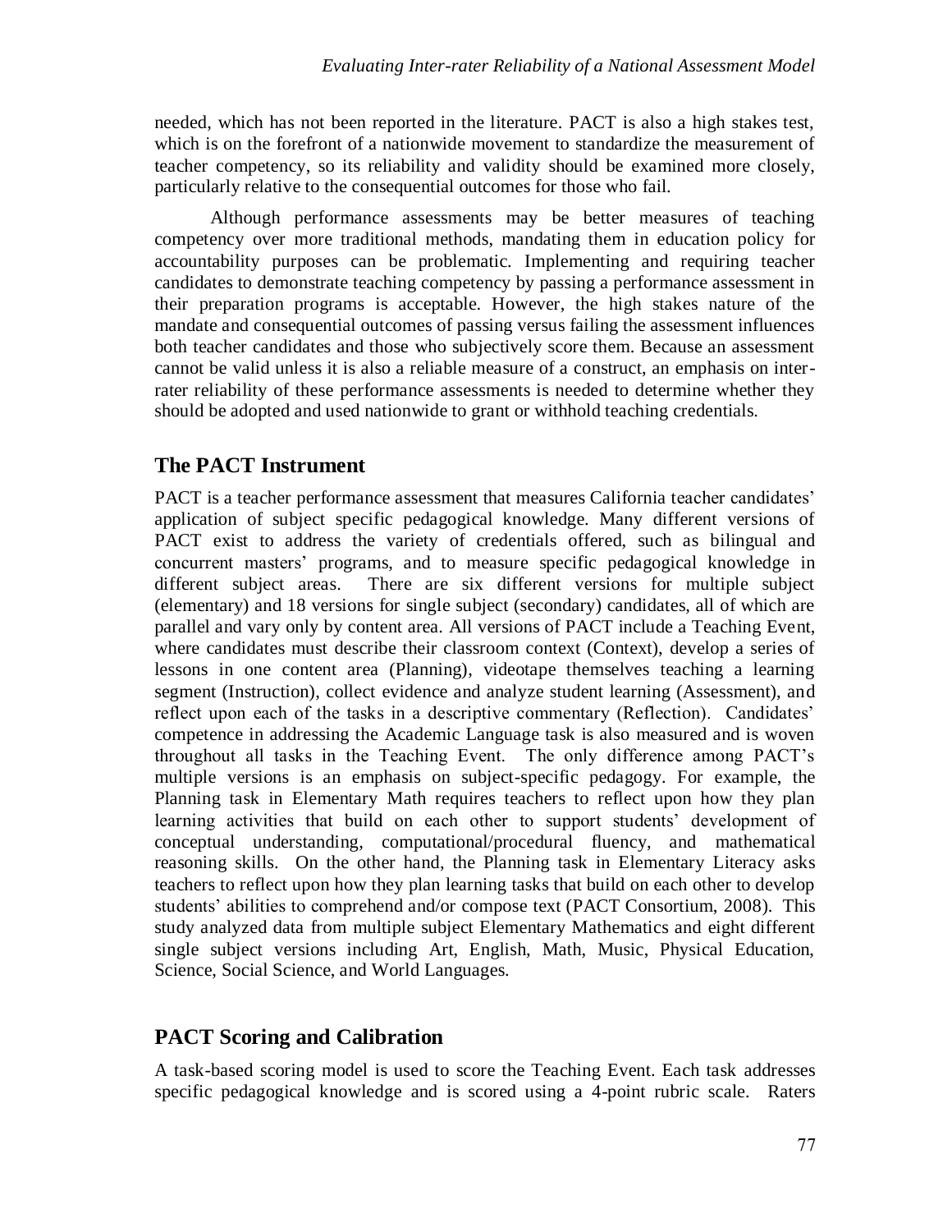needed, which has not been reported in the literature. PACT is also a high stakes test, which is on the forefront of a nationwide movement to standardize the measurement of teacher competency, so its reliability and validity should be examined more closely, particularly relative to the consequential outcomes for those who fail.

Although performance assessments may be better measures of teaching competency over more traditional methods, mandating them in education policy for accountability purposes can be problematic. Implementing and requiring teacher candidates to demonstrate teaching competency by passing a performance assessment in their preparation programs is acceptable. However, the high stakes nature of the mandate and consequential outcomes of passing versus failing the assessment influences both teacher candidates and those who subjectively score them. Because an assessment cannot be valid unless it is also a reliable measure of a construct, an emphasis on inter-rater reliability of these performance assessments is needed to determine whether they should be adopted and used nationwide to grant or withhold teaching credentials.

## The PACT Instrument

PACT is a teacher performance assessment that measures California teacher candidates' application of subject specific pedagogical knowledge. Many different versions of PACT exist to address the variety of credentials offered, such as bilingual and concurrent masters' programs, and to measure specific pedagogical knowledge in different subject areas. There are six different versions for multiple subject (elementary) and 18 versions for single subject (secondary) candidates, all of which are parallel and vary only by content area. All versions of PACT include a Teaching Event, where candidates must describe their classroom context (Context), develop a series of lessons in one content area (Planning), videotape themselves teaching a learning segment (Instruction), collect evidence and analyze student learning (Assessment), and reflect upon each of the tasks in a descriptive commentary (Reflection). Candidates' competence in addressing the Academic Language task is also measured and is woven throughout all tasks in the Teaching Event. The only difference among PACT's multiple versions is an emphasis on subject-specific pedagogy. For example, the Planning task in Elementary Math requires teachers to reflect upon how they plan learning activities that build on each other to support students' development of conceptual understanding, computational/procedural fluency, and mathematical reasoning skills. On the other hand, the Planning task in Elementary Literacy asks teachers to reflect upon how they plan learning tasks that build on each other to develop students' abilities to comprehend and/or compose text (PACT Consortium, 2008). This study analyzed data from multiple subject Elementary Mathematics and eight different single subject versions including Art, English, Math, Music, Physical Education, Science, Social Science, and World Languages.

## PACT Scoring and Calibration

A task-based scoring model is used to score the Teaching Event. Each task addresses specific pedagogical knowledge and is scored using a 4-point rubric scale. Raters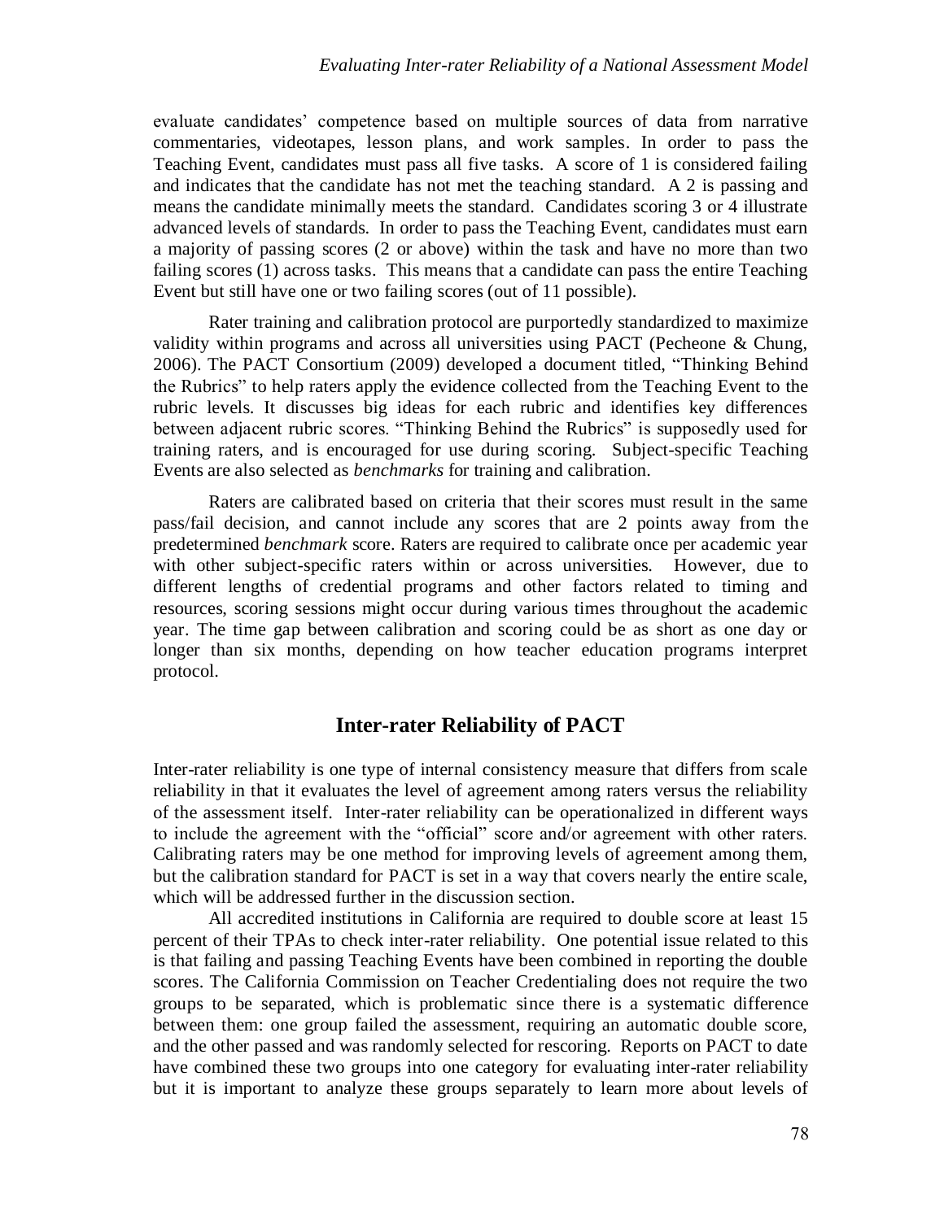evaluate candidates' competence based on multiple sources of data from narrative commentaries, videotapes, lesson plans, and work samples. In order to pass the Teaching Event, candidates must pass all five tasks. A score of 1 is considered failing and indicates that the candidate has not met the teaching standard. A 2 is passing and means the candidate minimally meets the standard. Candidates scoring 3 or 4 illustrate advanced levels of standards. In order to pass the Teaching Event, candidates must earn a majority of passing scores (2 or above) within the task and have no more than two failing scores (1) across tasks. This means that a candidate can pass the entire Teaching Event but still have one or two failing scores (out of 11 possible).

Rater training and calibration protocol are purportedly standardized to maximize validity within programs and across all universities using PACT (Pecheone & Chung, 2006). The PACT Consortium (2009) developed a document titled, "Thinking Behind the Rubrics" to help raters apply the evidence collected from the Teaching Event to the rubric levels. It discusses big ideas for each rubric and identifies key differences between adjacent rubric scores. "Thinking Behind the Rubrics" is supposedly used for training raters, and is encouraged for use during scoring. Subject-specific Teaching Events are also selected as *benchmarks* for training and calibration.

Raters are calibrated based on criteria that their scores must result in the same pass/fail decision, and cannot include any scores that are 2 points away from the predetermined *benchmark* score. Raters are required to calibrate once per academic year with other subject-specific raters within or across universities. However, due to different lengths of credential programs and other factors related to timing and resources, scoring sessions might occur during various times throughout the academic year. The time gap between calibration and scoring could be as short as one day or longer than six months, depending on how teacher education programs interpret protocol.

## Inter-rater Reliability of PACT

Inter-rater reliability is one type of internal consistency measure that differs from scale reliability in that it evaluates the level of agreement among raters versus the reliability of the assessment itself. Inter-rater reliability can be operationalized in different ways to include the agreement with the "official" score and/or agreement with other raters. Calibrating raters may be one method for improving levels of agreement among them, but the calibration standard for PACT is set in a way that covers nearly the entire scale, which will be addressed further in the discussion section.

All accredited institutions in California are required to double score at least 15 percent of their TPAs to check inter-rater reliability. One potential issue related to this is that failing and passing Teaching Events have been combined in reporting the double scores. The California Commission on Teacher Credentialing does not require the two groups to be separated, which is problematic since there is a systematic difference between them: one group failed the assessment, requiring an automatic double score, and the other passed and was randomly selected for rescoring. Reports on PACT to date have combined these two groups into one category for evaluating inter-rater reliability but it is important to analyze these groups separately to learn more about levels of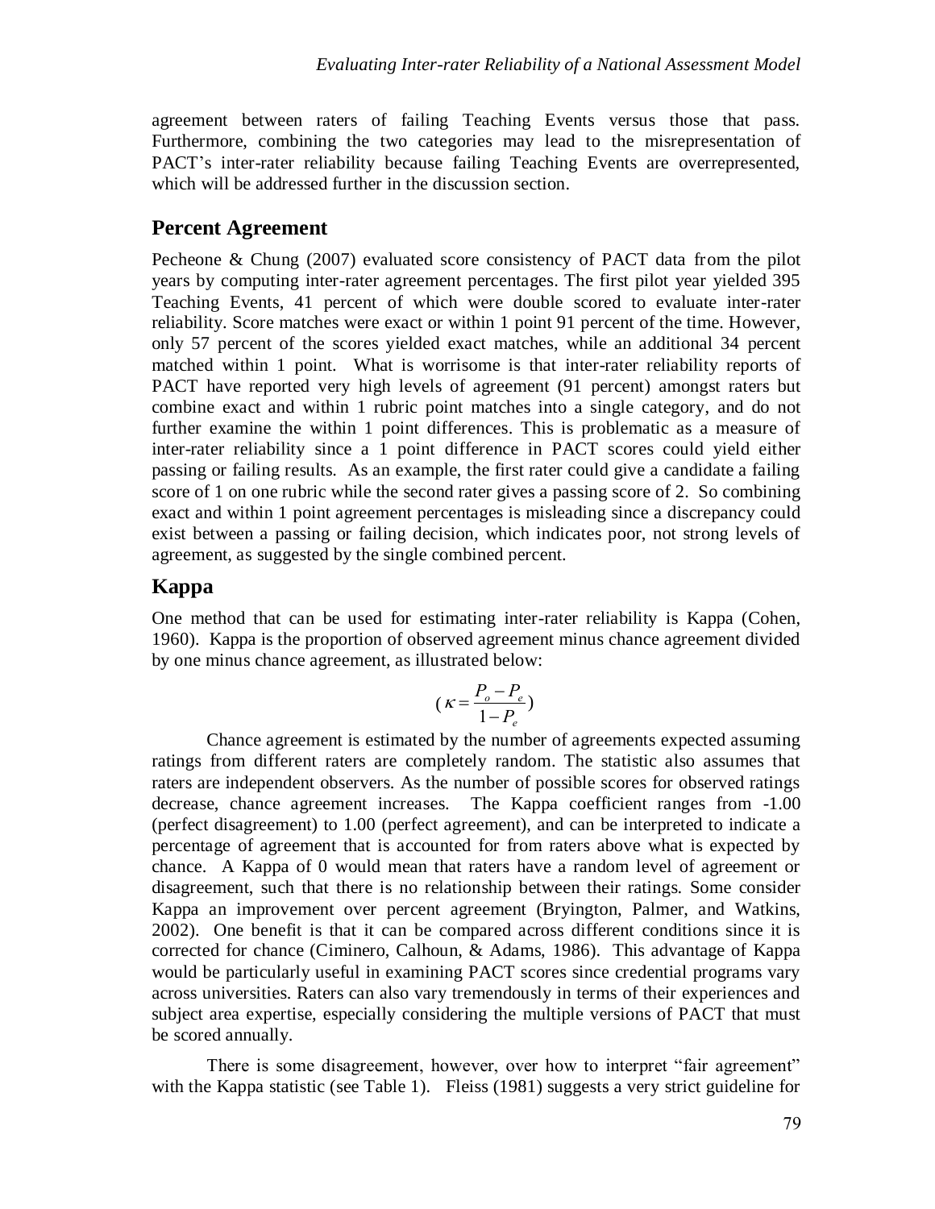agreement between raters of failing Teaching Events versus those that pass. Furthermore, combining the two categories may lead to the misrepresentation of PACT's inter-rater reliability because failing Teaching Events are overrepresented, which will be addressed further in the discussion section.

## Percent Agreement

Pecheone & Chung (2007) evaluated score consistency of PACT data from the pilot years by computing inter-rater agreement percentages. The first pilot year yielded 395 Teaching Events, 41 percent of which were double scored to evaluate inter-rater reliability. Score matches were exact or within 1 point 91 percent of the time. However, only 57 percent of the scores yielded exact matches, while an additional 34 percent matched within 1 point. What is worrisome is that inter-rater reliability reports of PACT have reported very high levels of agreement (91 percent) amongst raters but combine exact and within 1 rubric point matches into a single category, and do not further examine the within 1 point differences. This is problematic as a measure of inter-rater reliability since a 1 point difference in PACT scores could yield either passing or failing results. As an example, the first rater could give a candidate a failing score of 1 on one rubric while the second rater gives a passing score of 2. So combining exact and within 1 point agreement percentages is misleading since a discrepancy could exist between a passing or failing decision, which indicates poor, not strong levels of agreement, as suggested by the single combined percent.

## Kappa

One method that can be used for estimating inter-rater reliability is Kappa (Cohen, 1960). Kappa is the proportion of observed agreement minus chance agreement divided by one minus chance agreement, as illustrated below:

$$(\kappa = \frac{P_o - P_e}{1 - P_e})$$

Chance agreement is estimated by the number of agreements expected assuming ratings from different raters are completely random. The statistic also assumes that raters are independent observers. As the number of possible scores for observed ratings decrease, chance agreement increases. The Kappa coefficient ranges from -1.00 (perfect disagreement) to 1.00 (perfect agreement), and can be interpreted to indicate a percentage of agreement that is accounted for from raters above what is expected by chance. A Kappa of 0 would mean that raters have a random level of agreement or disagreement, such that there is no relationship between their ratings. Some consider Kappa an improvement over percent agreement (Bryington, Palmer, and Watkins, 2002). One benefit is that it can be compared across different conditions since it is corrected for chance (Ciminero, Calhoun, & Adams, 1986). This advantage of Kappa would be particularly useful in examining PACT scores since credential programs vary across universities. Raters can also vary tremendously in terms of their experiences and subject area expertise, especially considering the multiple versions of PACT that must be scored annually.

There is some disagreement, however, over how to interpret "fair agreement" with the Kappa statistic (see Table 1). Fleiss (1981) suggests a very strict guideline for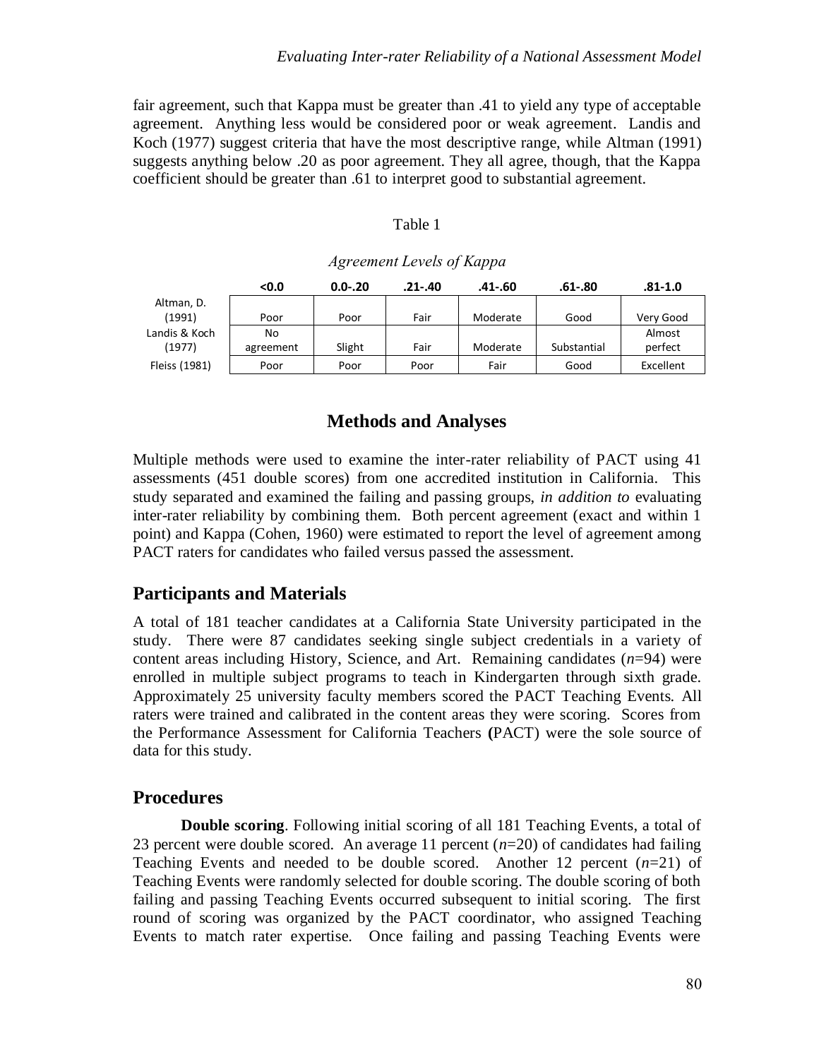fair agreement, such that Kappa must be greater than .41 to yield any type of acceptable agreement. Anything less would be considered poor or weak agreement. Landis and Koch (1977) suggest criteria that have the most descriptive range, while Altman (1991) suggests anything below .20 as poor agreement. They all agree, though, that the Kappa coefficient should be greater than .61 to interpret good to substantial agreement.

Table 1

*Agreement Levels of Kappa*

| | <0.0 | 0.0-.20 | .21-.40 | .41-.60 | .61-.80 | .81-1.0 |
|---|---|---|---|---|---|---|
| Altman, D. (1991) | Poor | Poor | Fair | Moderate | Good | Very Good |
| Landis & Koch (1977) | No agreement | Slight | Fair | Moderate | Substantial | Almost perfect |
| Fleiss (1981) | Poor | Poor | Poor | Fair | Good | Excellent |

# Methods and Analyses

Multiple methods were used to examine the inter-rater reliability of PACT using 41 assessments (451 double scores) from one accredited institution in California. This study separated and examined the failing and passing groups, *in addition to* evaluating inter-rater reliability by combining them. Both percent agreement (exact and within 1 point) and Kappa (Cohen, 1960) were estimated to report the level of agreement among PACT raters for candidates who failed versus passed the assessment.

## Participants and Materials

A total of 181 teacher candidates at a California State University participated in the study. There were 87 candidates seeking single subject credentials in a variety of content areas including History, Science, and Art. Remaining candidates (*n*=94) were enrolled in multiple subject programs to teach in Kindergarten through sixth grade. Approximately 25 university faculty members scored the PACT Teaching Events. All raters were trained and calibrated in the content areas they were scoring. Scores from the Performance Assessment for California Teachers **(**PACT) were the sole source of data for this study.

## Procedures

**Double scoring**. Following initial scoring of all 181 Teaching Events, a total of 23 percent were double scored. An average 11 percent (*n*=20) of candidates had failing Teaching Events and needed to be double scored. Another 12 percent (*n*=21) of Teaching Events were randomly selected for double scoring. The double scoring of both failing and passing Teaching Events occurred subsequent to initial scoring. The first round of scoring was organized by the PACT coordinator, who assigned Teaching Events to match rater expertise. Once failing and passing Teaching Events were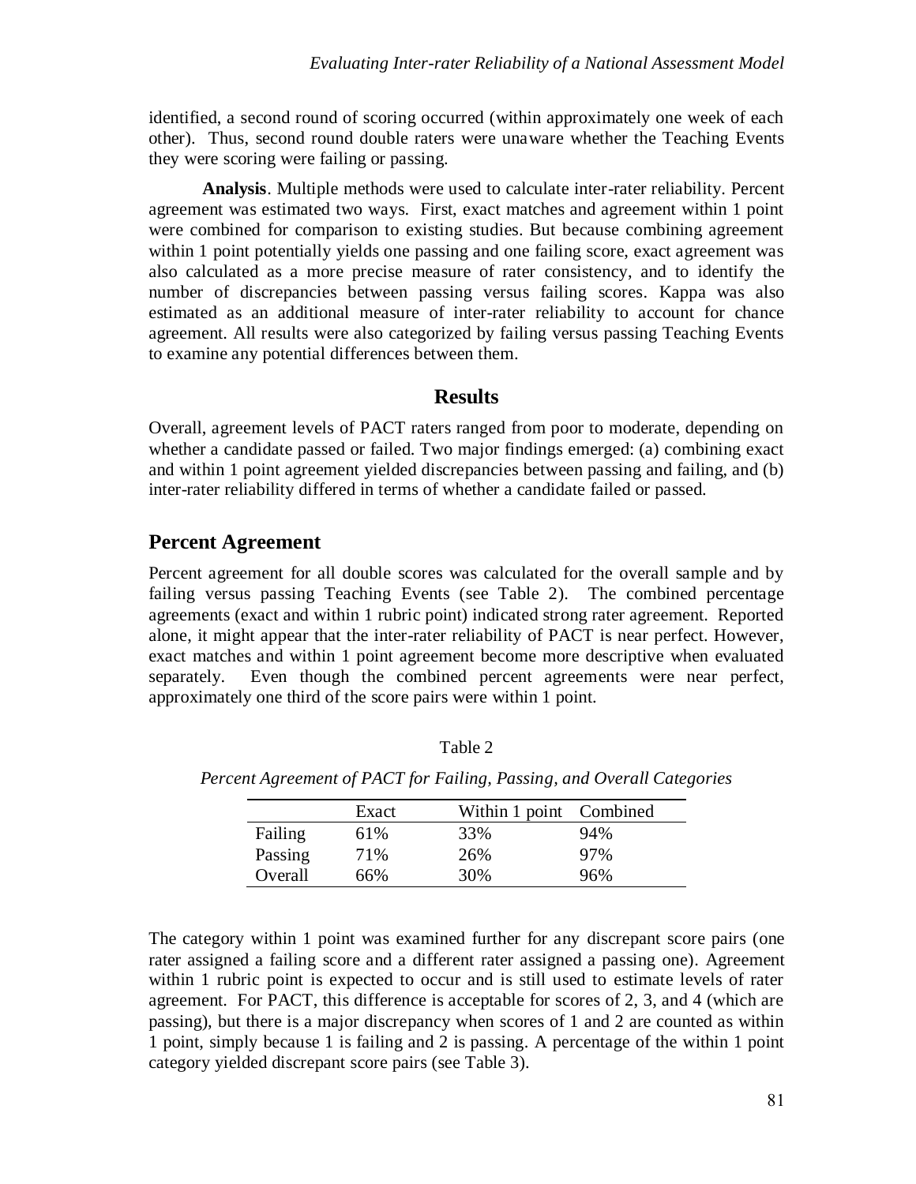identified, a second round of scoring occurred (within approximately one week of each other). Thus, second round double raters were unaware whether the Teaching Events they were scoring were failing or passing.

**Analysis**. Multiple methods were used to calculate inter-rater reliability. Percent agreement was estimated two ways. First, exact matches and agreement within 1 point were combined for comparison to existing studies. But because combining agreement within 1 point potentially yields one passing and one failing score, exact agreement was also calculated as a more precise measure of rater consistency, and to identify the number of discrepancies between passing versus failing scores. Kappa was also estimated as an additional measure of inter-rater reliability to account for chance agreement. All results were also categorized by failing versus passing Teaching Events to examine any potential differences between them.

## Results

Overall, agreement levels of PACT raters ranged from poor to moderate, depending on whether a candidate passed or failed. Two major findings emerged: (a) combining exact and within 1 point agreement yielded discrepancies between passing and failing, and (b) inter-rater reliability differed in terms of whether a candidate failed or passed.

## Percent Agreement

Percent agreement for all double scores was calculated for the overall sample and by failing versus passing Teaching Events (see Table 2). The combined percentage agreements (exact and within 1 rubric point) indicated strong rater agreement. Reported alone, it might appear that the inter-rater reliability of PACT is near perfect. However, exact matches and within 1 point agreement become more descriptive when evaluated separately. Even though the combined percent agreements were near perfect, approximately one third of the score pairs were within 1 point.

Table 2

*Percent Agreement of PACT for Failing, Passing, and Overall Categories*

| | Exact | Within 1 point | Combined |
|---|---|---|---|
| Failing | 61% | 33% | 94% |
| Passing | 71% | 26% | 97% |
| Overall | 66% | 30% | 96% |

The category within 1 point was examined further for any discrepant score pairs (one rater assigned a failing score and a different rater assigned a passing one). Agreement within 1 rubric point is expected to occur and is still used to estimate levels of rater agreement. For PACT, this difference is acceptable for scores of 2, 3, and 4 (which are passing), but there is a major discrepancy when scores of 1 and 2 are counted as within 1 point, simply because 1 is failing and 2 is passing. A percentage of the within 1 point category yielded discrepant score pairs (see Table 3).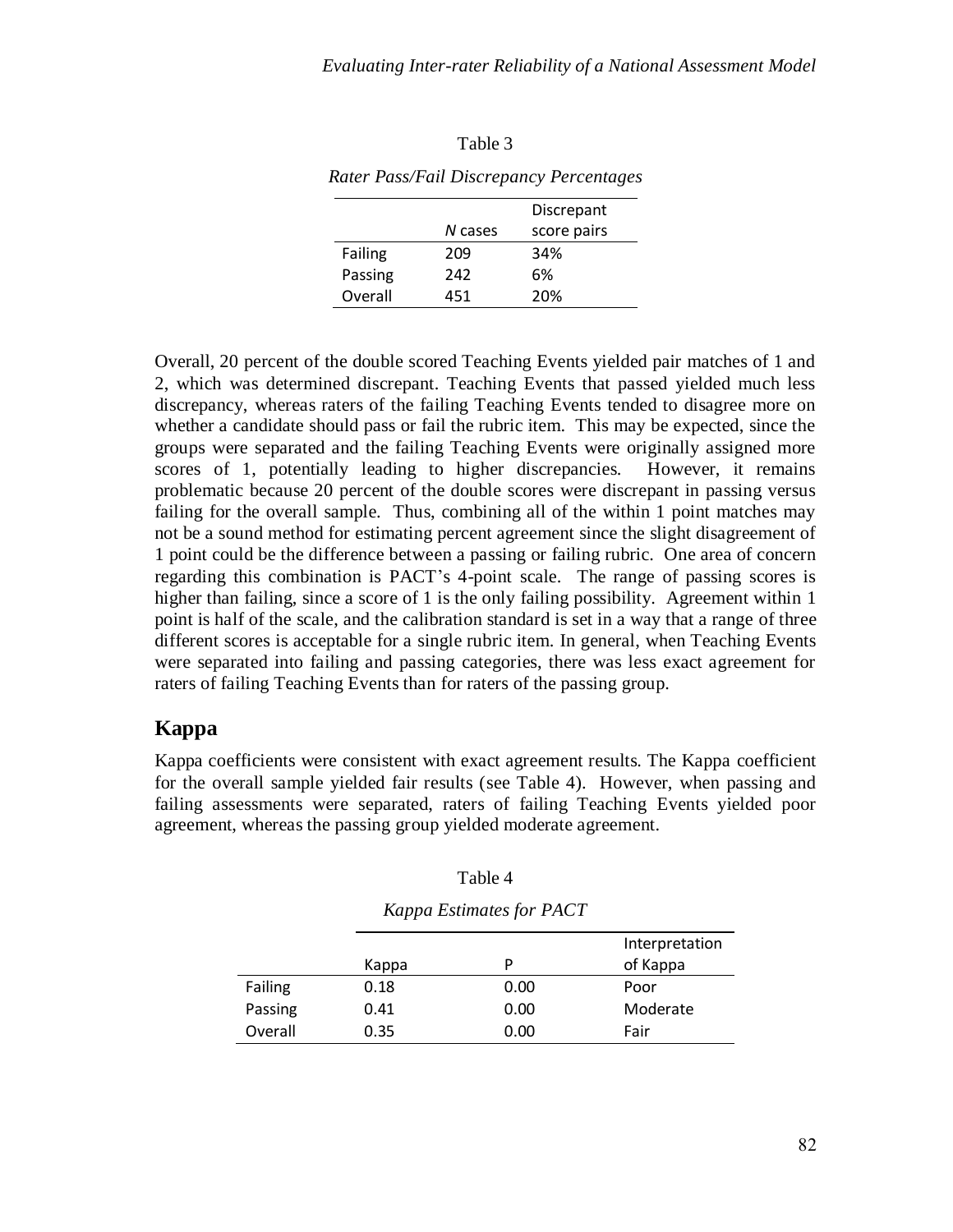Table 3

*Rater Pass/Fail Discrepancy Percentages*

| | *N* cases | Discrepant score pairs |
|---|---|---|
| Failing | 209 | 34% |
| Passing | 242 | 6% |
| Overall | 451 | 20% |

Overall, 20 percent of the double scored Teaching Events yielded pair matches of 1 and 2, which was determined discrepant. Teaching Events that passed yielded much less discrepancy, whereas raters of the failing Teaching Events tended to disagree more on whether a candidate should pass or fail the rubric item. This may be expected, since the groups were separated and the failing Teaching Events were originally assigned more scores of 1, potentially leading to higher discrepancies. However, it remains problematic because 20 percent of the double scores were discrepant in passing versus failing for the overall sample. Thus, combining all of the within 1 point matches may not be a sound method for estimating percent agreement since the slight disagreement of 1 point could be the difference between a passing or failing rubric. One area of concern regarding this combination is PACT's 4-point scale. The range of passing scores is higher than failing, since a score of 1 is the only failing possibility. Agreement within 1 point is half of the scale, and the calibration standard is set in a way that a range of three different scores is acceptable for a single rubric item. In general, when Teaching Events were separated into failing and passing categories, there was less exact agreement for raters of failing Teaching Events than for raters of the passing group.

## Kappa

Kappa coefficients were consistent with exact agreement results. The Kappa coefficient for the overall sample yielded fair results (see Table 4). However, when passing and failing assessments were separated, raters of failing Teaching Events yielded poor agreement, whereas the passing group yielded moderate agreement.

Table 4

*Kappa Estimates for PACT*

| | Kappa | P | Interpretation of Kappa |
|---|---|---|---|
| Failing | 0.18 | 0.00 | Poor |
| Passing | 0.41 | 0.00 | Moderate |
| Overall | 0.35 | 0.00 | Fair |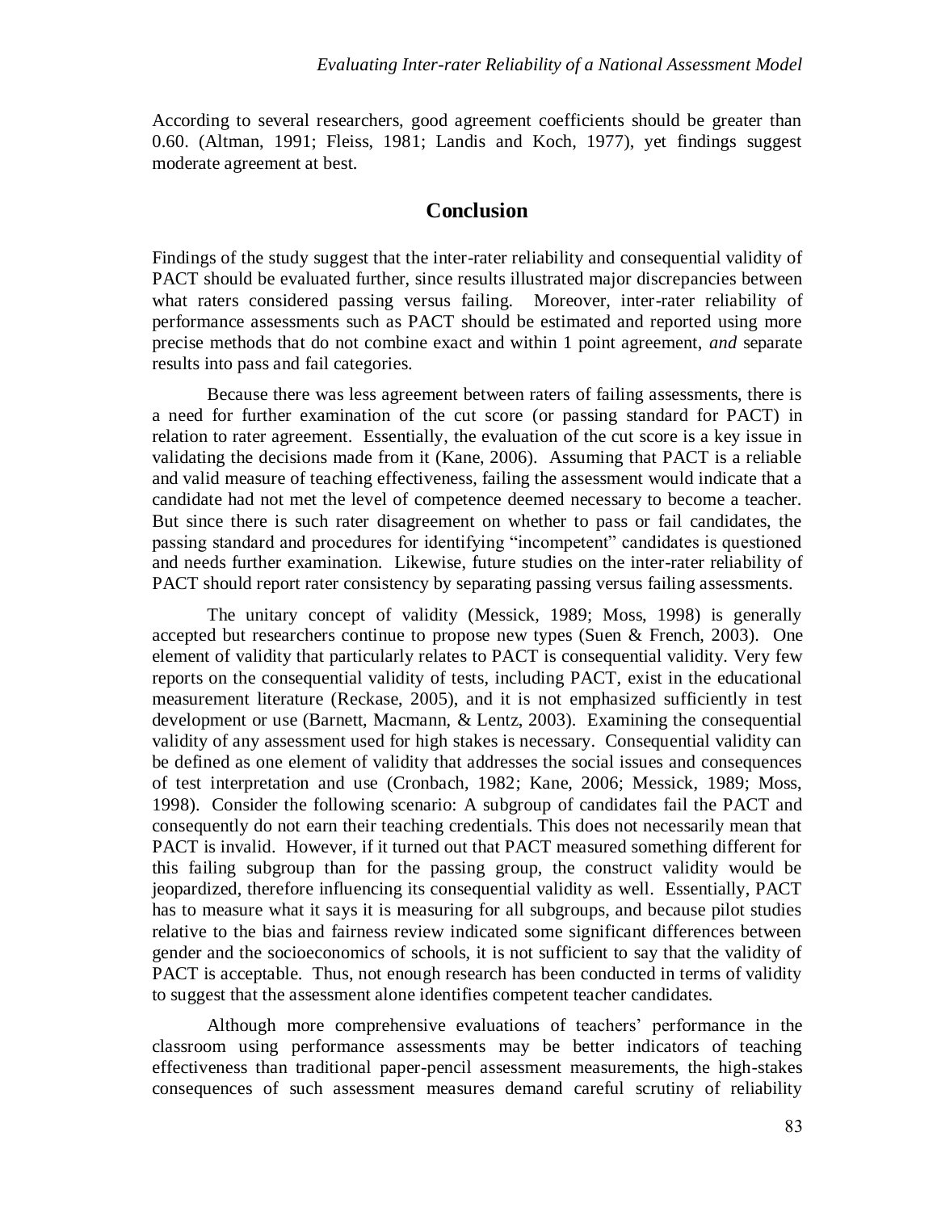According to several researchers, good agreement coefficients should be greater than 0.60. (Altman, 1991; Fleiss, 1981; Landis and Koch, 1977), yet findings suggest moderate agreement at best.

## Conclusion

Findings of the study suggest that the inter-rater reliability and consequential validity of PACT should be evaluated further, since results illustrated major discrepancies between what raters considered passing versus failing. Moreover, inter-rater reliability of performance assessments such as PACT should be estimated and reported using more precise methods that do not combine exact and within 1 point agreement, *and* separate results into pass and fail categories.

Because there was less agreement between raters of failing assessments, there is a need for further examination of the cut score (or passing standard for PACT) in relation to rater agreement. Essentially, the evaluation of the cut score is a key issue in validating the decisions made from it (Kane, 2006). Assuming that PACT is a reliable and valid measure of teaching effectiveness, failing the assessment would indicate that a candidate had not met the level of competence deemed necessary to become a teacher. But since there is such rater disagreement on whether to pass or fail candidates, the passing standard and procedures for identifying "incompetent" candidates is questioned and needs further examination. Likewise, future studies on the inter-rater reliability of PACT should report rater consistency by separating passing versus failing assessments.

The unitary concept of validity (Messick, 1989; Moss, 1998) is generally accepted but researchers continue to propose new types (Suen & French, 2003). One element of validity that particularly relates to PACT is consequential validity. Very few reports on the consequential validity of tests, including PACT, exist in the educational measurement literature (Reckase, 2005), and it is not emphasized sufficiently in test development or use (Barnett, Macmann, & Lentz, 2003). Examining the consequential validity of any assessment used for high stakes is necessary. Consequential validity can be defined as one element of validity that addresses the social issues and consequences of test interpretation and use (Cronbach, 1982; Kane, 2006; Messick, 1989; Moss, 1998). Consider the following scenario: A subgroup of candidates fail the PACT and consequently do not earn their teaching credentials. This does not necessarily mean that PACT is invalid. However, if it turned out that PACT measured something different for this failing subgroup than for the passing group, the construct validity would be jeopardized, therefore influencing its consequential validity as well. Essentially, PACT has to measure what it says it is measuring for all subgroups, and because pilot studies relative to the bias and fairness review indicated some significant differences between gender and the socioeconomics of schools, it is not sufficient to say that the validity of PACT is acceptable. Thus, not enough research has been conducted in terms of validity to suggest that the assessment alone identifies competent teacher candidates.

Although more comprehensive evaluations of teachers' performance in the classroom using performance assessments may be better indicators of teaching effectiveness than traditional paper-pencil assessment measurements, the high-stakes consequences of such assessment measures demand careful scrutiny of reliability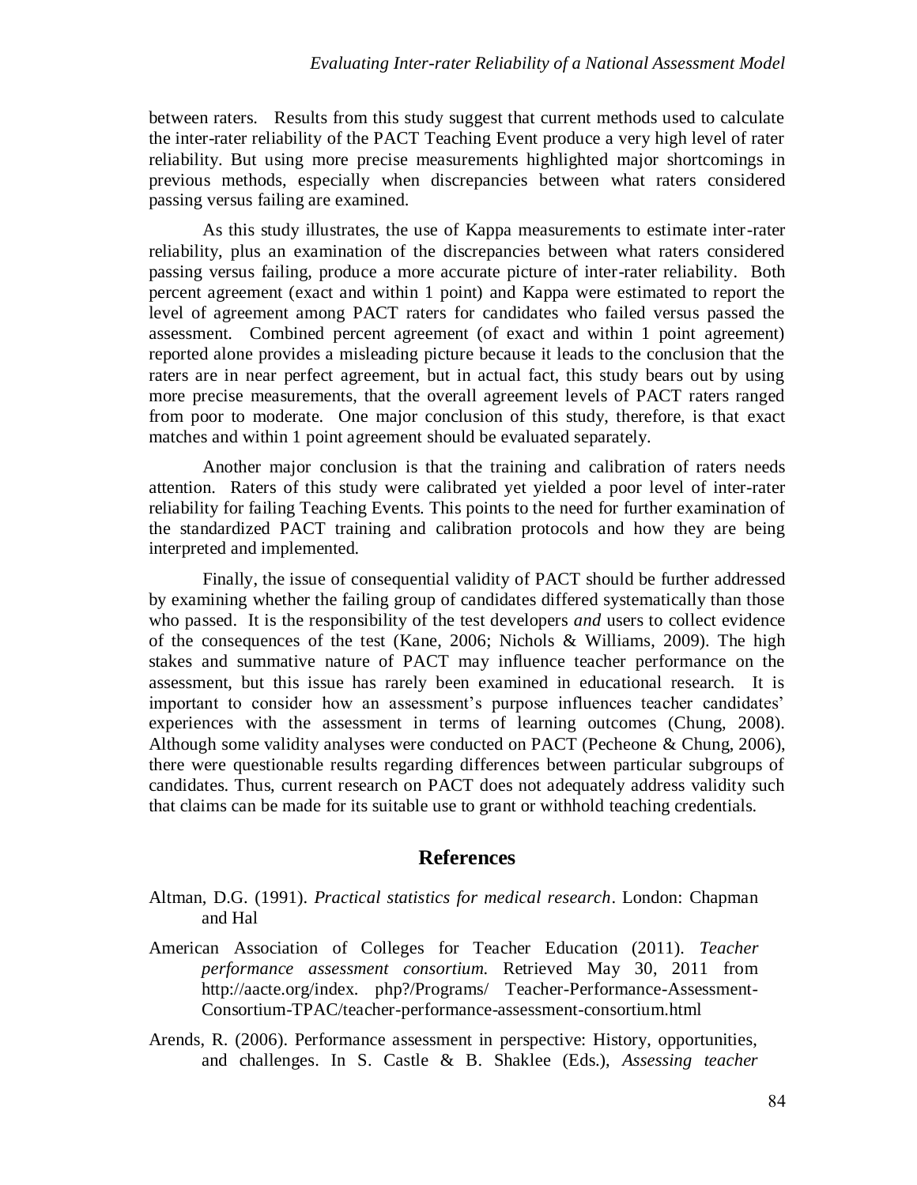between raters. Results from this study suggest that current methods used to calculate the inter-rater reliability of the PACT Teaching Event produce a very high level of rater reliability. But using more precise measurements highlighted major shortcomings in previous methods, especially when discrepancies between what raters considered passing versus failing are examined.

As this study illustrates, the use of Kappa measurements to estimate inter-rater reliability, plus an examination of the discrepancies between what raters considered passing versus failing, produce a more accurate picture of inter-rater reliability. Both percent agreement (exact and within 1 point) and Kappa were estimated to report the level of agreement among PACT raters for candidates who failed versus passed the assessment. Combined percent agreement (of exact and within 1 point agreement) reported alone provides a misleading picture because it leads to the conclusion that the raters are in near perfect agreement, but in actual fact, this study bears out by using more precise measurements, that the overall agreement levels of PACT raters ranged from poor to moderate. One major conclusion of this study, therefore, is that exact matches and within 1 point agreement should be evaluated separately.

Another major conclusion is that the training and calibration of raters needs attention. Raters of this study were calibrated yet yielded a poor level of inter-rater reliability for failing Teaching Events. This points to the need for further examination of the standardized PACT training and calibration protocols and how they are being interpreted and implemented.

Finally, the issue of consequential validity of PACT should be further addressed by examining whether the failing group of candidates differed systematically than those who passed. It is the responsibility of the test developers *and* users to collect evidence of the consequences of the test (Kane, 2006; Nichols & Williams, 2009). The high stakes and summative nature of PACT may influence teacher performance on the assessment, but this issue has rarely been examined in educational research. It is important to consider how an assessment's purpose influences teacher candidates' experiences with the assessment in terms of learning outcomes (Chung, 2008). Although some validity analyses were conducted on PACT (Pecheone & Chung, 2006), there were questionable results regarding differences between particular subgroups of candidates. Thus, current research on PACT does not adequately address validity such that claims can be made for its suitable use to grant or withhold teaching credentials.

## References

Altman, D.G. (1991). *Practical statistics for medical research*. London: Chapman and Hal

American Association of Colleges for Teacher Education (2011). *Teacher performance assessment consortium.* Retrieved May 30, 2011 from http://aacte.org/index. php?/Programs/ Teacher-Performance-Assessment-Consortium-TPAC/teacher-performance-assessment-consortium.html

Arends, R. (2006). Performance assessment in perspective: History, opportunities, and challenges. In S. Castle & B. Shaklee (Eds.), *Assessing teacher*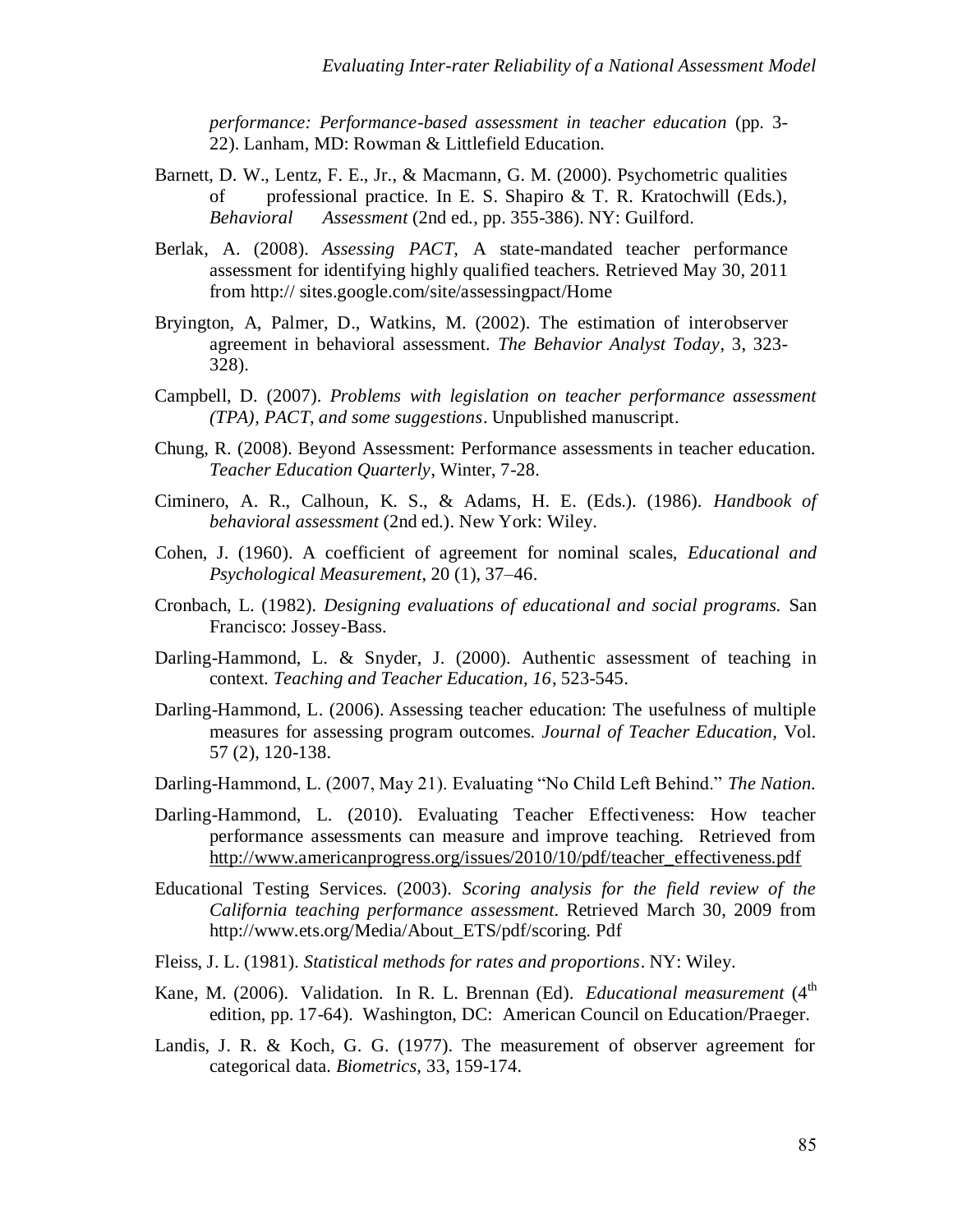*performance: Performance-based assessment in teacher education* (pp. 3-22). Lanham, MD: Rowman & Littlefield Education.

Barnett, D. W., Lentz, F. E., Jr., & Macmann, G. M. (2000). Psychometric qualities of professional practice. In E. S. Shapiro & T. R. Kratochwill (Eds.), *Behavioral Assessment* (2nd ed., pp. 355-386). NY: Guilford.

Berlak, A. (2008). *Assessing PACT,* A state-mandated teacher performance assessment for identifying highly qualified teachers. Retrieved May 30, 2011 from http:// sites.google.com/site/assessingpact/Home

Bryington, A, Palmer, D., Watkins, M. (2002). The estimation of interobserver agreement in behavioral assessment. *The Behavior Analyst Today*, 3, 323-328).

Campbell, D. (2007). *Problems with legislation on teacher performance assessment (TPA), PACT, and some suggestions*. Unpublished manuscript.

Chung, R. (2008). Beyond Assessment: Performance assessments in teacher education. *Teacher Education Quarterly*, Winter, 7-28.

Ciminero, A. R., Calhoun, K. S., & Adams, H. E. (Eds.). (1986). *Handbook of behavioral assessment* (2nd ed.). New York: Wiley.

Cohen, J. (1960). A coefficient of agreement for nominal scales, *Educational and Psychological Measurement*, 20 (1), 37–46.

Cronbach, L. (1982). *Designing evaluations of educational and social programs.* San Francisco: Jossey-Bass.

Darling-Hammond, L. & Snyder, J. (2000). Authentic assessment of teaching in context. *Teaching and Teacher Education, 16*, 523-545.

Darling-Hammond, L. (2006). Assessing teacher education: The usefulness of multiple measures for assessing program outcomes. *Journal of Teacher Education*, Vol. 57 (2), 120-138.

Darling-Hammond, L. (2007, May 21). Evaluating "No Child Left Behind." *The Nation.*

Darling-Hammond, L. (2010). Evaluating Teacher Effectiveness: How teacher performance assessments can measure and improve teaching. Retrieved from http://www.americanprogress.org/issues/2010/10/pdf/teacher_effectiveness.pdf

Educational Testing Services. (2003). *Scoring analysis for the field review of the California teaching performance assessment*. Retrieved March 30, 2009 from http://www.ets.org/Media/About_ETS/pdf/scoring. Pdf

Fleiss, J. L. (1981). *Statistical methods for rates and proportions*. NY: Wiley.

Kane, M. (2006). Validation. In R. L. Brennan (Ed). *Educational measurement* (4th edition, pp. 17-64). Washington, DC: American Council on Education/Praeger.

Landis, J. R. & Koch, G. G. (1977). The measurement of observer agreement for categorical data. *Biometrics*, 33, 159-174.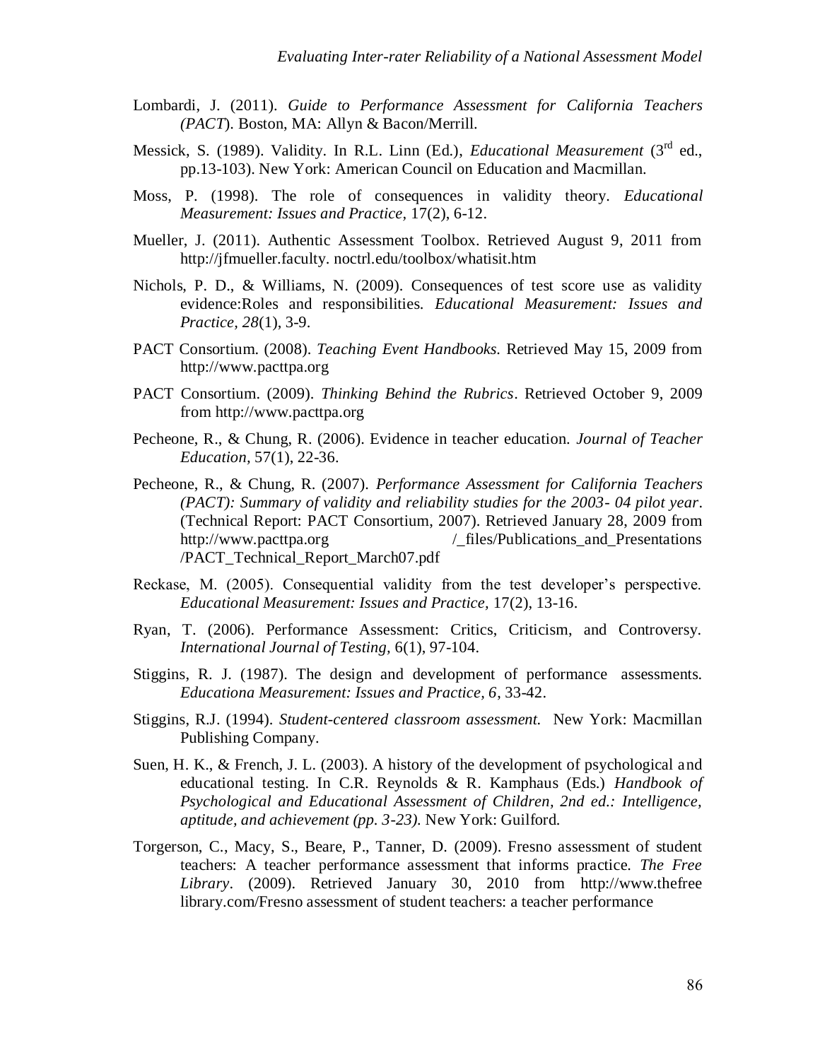Lombardi, J. (2011). *Guide to Performance Assessment for California Teachers (PACT*). Boston, MA: Allyn & Bacon/Merrill.

Messick, S. (1989). Validity. In R.L. Linn (Ed.), *Educational Measurement* (3rd ed., pp.13-103). New York: American Council on Education and Macmillan.

Moss, P. (1998). The role of consequences in validity theory. *Educational Measurement: Issues and Practice*, 17(2), 6-12.

Mueller, J. (2011). Authentic Assessment Toolbox. Retrieved August 9, 2011 from http://jfmueller.faculty. noctrl.edu/toolbox/whatisit.htm

Nichols, P. D., & Williams, N. (2009). Consequences of test score use as validity evidence:Roles and responsibilities. *Educational Measurement: Issues and Practice, 28*(1), 3-9.

PACT Consortium. (2008). *Teaching Event Handbooks*. Retrieved May 15, 2009 from http://www.pacttpa.org

PACT Consortium. (2009). *Thinking Behind the Rubrics*. Retrieved October 9, 2009 from http://www.pacttpa.org

Pecheone, R., & Chung, R. (2006). Evidence in teacher education. *Journal of Teacher Education*, 57(1), 22-36.

Pecheone, R., & Chung, R. (2007). *Performance Assessment for California Teachers (PACT): Summary of validity and reliability studies for the 2003- 04 pilot year*. (Technical Report: PACT Consortium, 2007). Retrieved January 28, 2009 from http://www.pacttpa.org /_files/Publications_and_Presentations /PACT_Technical_Report_March07.pdf

Reckase, M. (2005). Consequential validity from the test developer's perspective. *Educational Measurement: Issues and Practice*, 17(2), 13-16.

Ryan, T. (2006). Performance Assessment: Critics, Criticism, and Controversy. *International Journal of Testing*, 6(1), 97-104.

Stiggins, R. J. (1987). The design and development of performance assessments. *Educationa Measurement: Issues and Practice, 6*, 33-42.

Stiggins, R.J. (1994). *Student-centered classroom assessment.* New York: Macmillan Publishing Company.

Suen, H. K., & French, J. L. (2003). A history of the development of psychological and educational testing. In C.R. Reynolds & R. Kamphaus (Eds.) *Handbook of Psychological and Educational Assessment of Children, 2nd ed.: Intelligence, aptitude, and achievement (pp. 3-23).* New York: Guilford.

Torgerson, C., Macy, S., Beare, P., Tanner, D. (2009). Fresno assessment of student teachers: A teacher performance assessment that informs practice. *The Free Library*. (2009). Retrieved January 30, 2010 from http://www.thefree library.com/Fresno assessment of student teachers: a teacher performance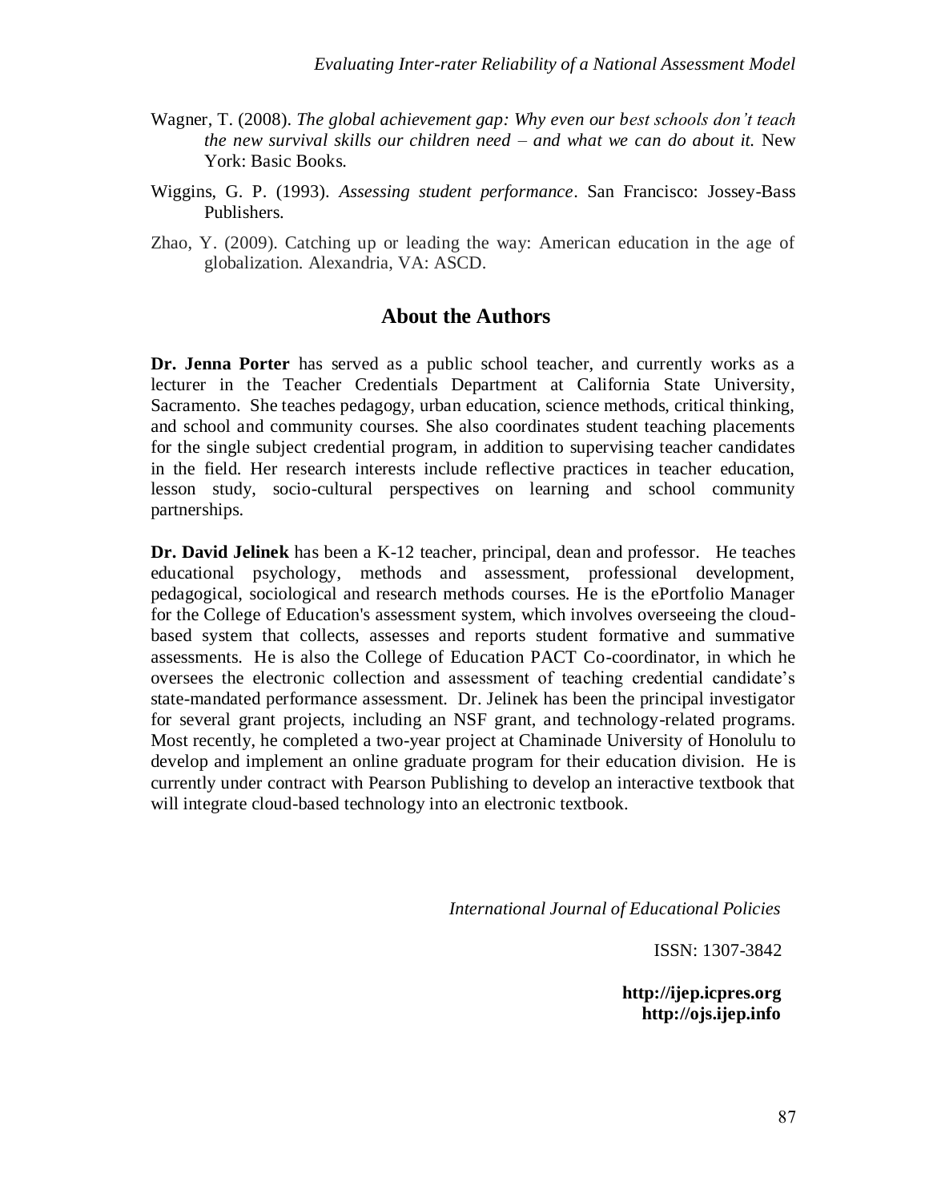Wagner, T. (2008). *The global achievement gap: Why even our best schools don't teach the new survival skills our children need – and what we can do about it.* New York: Basic Books.

Wiggins, G. P. (1993). *Assessing student performance*. San Francisco: Jossey-Bass Publishers.

Zhao, Y. (2009). Catching up or leading the way: American education in the age of globalization. Alexandria, VA: ASCD.

## About the Authors

**Dr. Jenna Porter** has served as a public school teacher, and currently works as a lecturer in the Teacher Credentials Department at California State University, Sacramento. She teaches pedagogy, urban education, science methods, critical thinking, and school and community courses. She also coordinates student teaching placements for the single subject credential program, in addition to supervising teacher candidates in the field. Her research interests include reflective practices in teacher education, lesson study, socio-cultural perspectives on learning and school community partnerships.

**Dr. David Jelinek** has been a K-12 teacher, principal, dean and professor. He teaches educational psychology, methods and assessment, professional development, pedagogical, sociological and research methods courses. He is the ePortfolio Manager for the College of Education's assessment system, which involves overseeing the cloud-based system that collects, assesses and reports student formative and summative assessments. He is also the College of Education PACT Co-coordinator, in which he oversees the electronic collection and assessment of teaching credential candidate's state-mandated performance assessment. Dr. Jelinek has been the principal investigator for several grant projects, including an NSF grant, and technology-related programs. Most recently, he completed a two-year project at Chaminade University of Honolulu to develop and implement an online graduate program for their education division. He is currently under contract with Pearson Publishing to develop an interactive textbook that will integrate cloud-based technology into an electronic textbook.

*International Journal of Educational Policies*

ISSN: 1307-3842

**http://ijep.icpres.org**
**http://ojs.ijep.info**